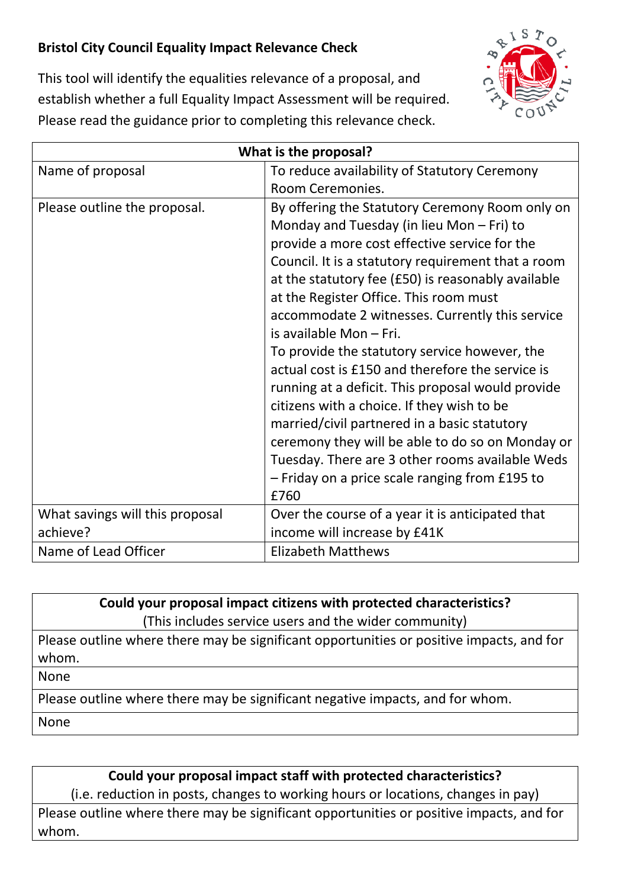**Bristol City Council Equality Impact Relevance Check**

This tool will identify the equalities relevance of a proposal, and establish whether a full Equality Impact Assessment will be required. Please read the guidance prior to completing this relevance check.

| What is the proposal? | |
|---|---|
| Name of proposal | To reduce availability of Statutory Ceremony Room Ceremonies. |
| Please outline the proposal. | By offering the Statutory Ceremony Room only on Monday and Tuesday (in lieu Mon – Fri) to provide a more cost effective service for the Council. It is a statutory requirement that a room at the statutory fee (£50) is reasonably available at the Register Office. This room must accommodate 2 witnesses. Currently this service is available Mon – Fri.<br>To provide the statutory service however, the actual cost is £150 and therefore the service is running at a deficit. This proposal would provide citizens with a choice. If they wish to be married/civil partnered in a basic statutory ceremony they will be able to do so on Monday or Tuesday. There are 3 other rooms available Weds – Friday on a price scale ranging from £195 to £760 |
| What savings will this proposal achieve? | Over the course of a year it is anticipated that income will increase by £41K |
| Name of Lead Officer | Elizabeth Matthews |

| Could your proposal impact citizens with protected characteristics?<br>(This includes service users and the wider community) |
|---|
| Please outline where there may be significant opportunities or positive impacts, and for whom. |
| None |
| Please outline where there may be significant negative impacts, and for whom. |
| None |

| Could your proposal impact staff with protected characteristics?<br>(i.e. reduction in posts, changes to working hours or locations, changes in pay) |
|---|
| Please outline where there may be significant opportunities or positive impacts, and for whom. |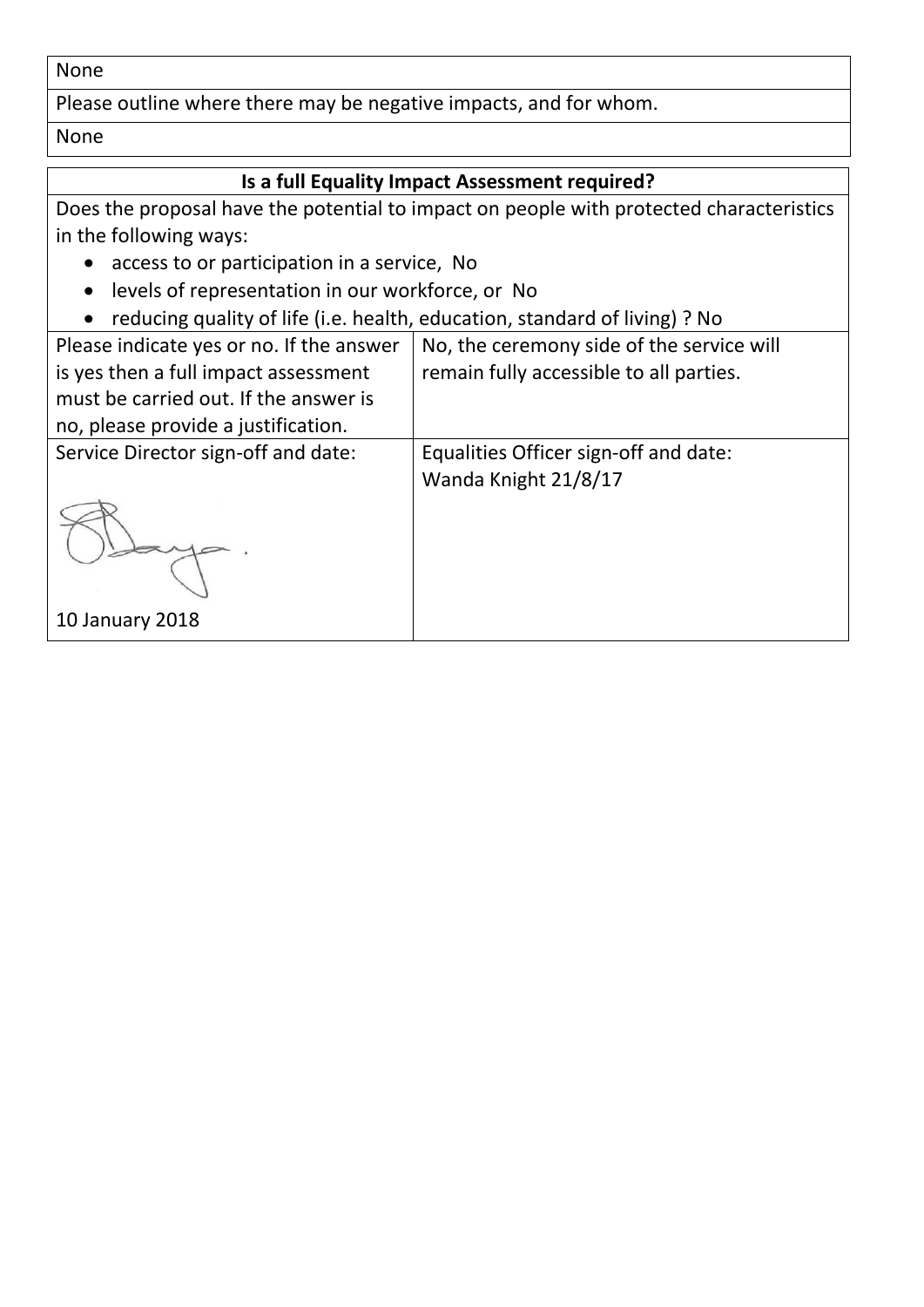| |
|---|
| None |
| Please outline where there may be negative impacts, and for whom. |
| None |

**Is a full Equality Impact Assessment required?**

Does the proposal have the potential to impact on people with protected characteristics in the following ways:

- access to or participation in a service, No
- levels of representation in our workforce, or No
- reducing quality of life (i.e. health, education, standard of living) ? No

| | |
|---|---|
| Please indicate yes or no. If the answer is yes then a full impact assessment must be carried out. If the answer is no, please provide a justification. | No, the ceremony side of the service will remain fully accessible to all parties. |
| Service Director sign-off and date:<br><br>10 January 2018 | Equalities Officer sign-off and date:<br>Wanda Knight 21/8/17 |